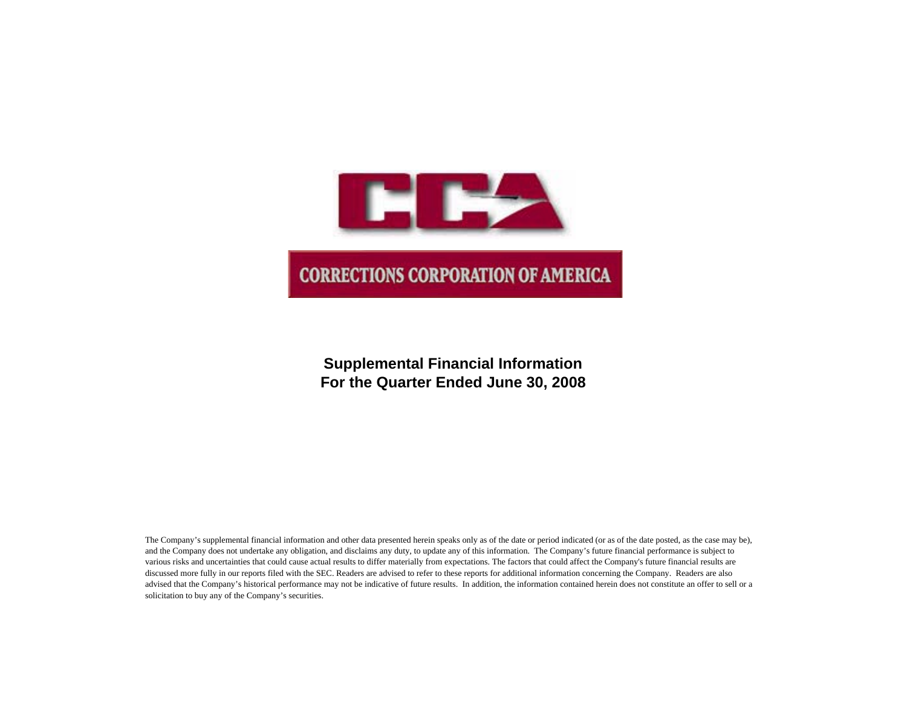CCA

CORRECTIONS CORPORATION OF AMERICA

# Supplemental Financial Information
# For the Quarter Ended June 30, 2008

The Company's supplemental financial information and other data presented herein speaks only as of the date or period indicated (or as of the date posted, as the case may be), and the Company does not undertake any obligation, and disclaims any duty, to update any of this information. The Company's future financial performance is subject to various risks and uncertainties that could cause actual results to differ materially from expectations. The factors that could affect the Company's future financial results are discussed more fully in our reports filed with the SEC. Readers are advised to refer to these reports for additional information concerning the Company. Readers are also advised that the Company's historical performance may not be indicative of future results. In addition, the information contained herein does not constitute an offer to sell or a solicitation to buy any of the Company's securities.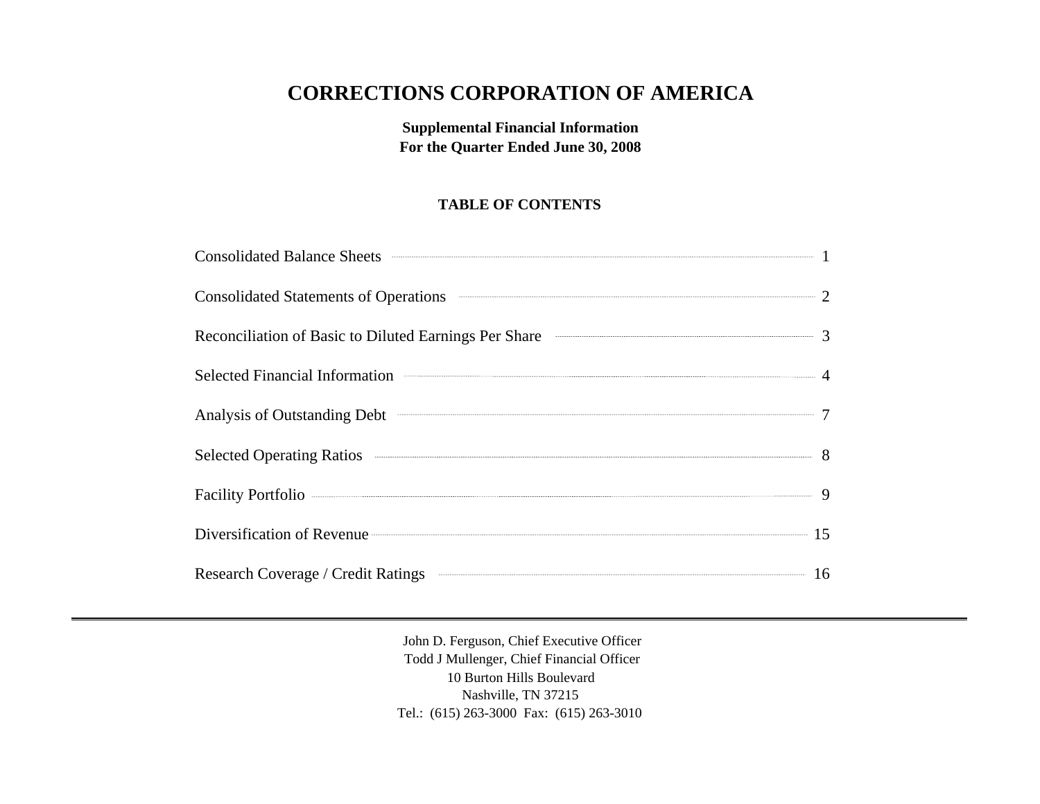# CORRECTIONS CORPORATION OF AMERICA

**Supplemental Financial Information**
**For the Quarter Ended June 30, 2008**

**TABLE OF CONTENTS**

| | |
|---|---|
| Consolidated Balance Sheets | 1 |
| Consolidated Statements of Operations | 2 |
| Reconciliation of Basic to Diluted Earnings Per Share | 3 |
| Selected Financial Information | 4 |
| Analysis of Outstanding Debt | 7 |
| Selected Operating Ratios | 8 |
| Facility Portfolio | 9 |
| Diversification of Revenue | 15 |
| Research Coverage / Credit Ratings | 16 |

---

John D. Ferguson, Chief Executive Officer
Todd J Mullenger, Chief Financial Officer
10 Burton Hills Boulevard
Nashville, TN 37215
Tel.: (615) 263-3000 Fax: (615) 263-3010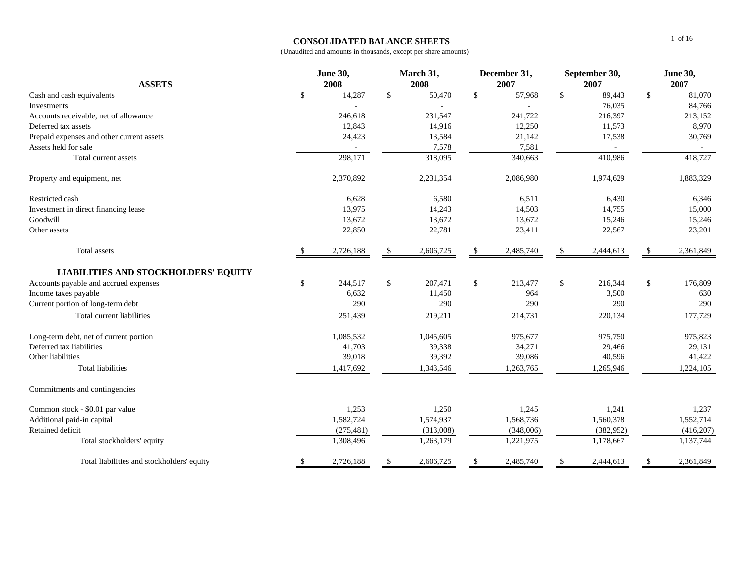## CONSOLIDATED BALANCE SHEETS

(Unaudited and amounts in thousands, except per share amounts)

| ASSETS | June 30, 2008 | March 31, 2008 | December 31, 2007 | September 30, 2007 | June 30, 2007 |
|---|---|---|---|---|---|
| Cash and cash equivalents | $ 14,287 | $ 50,470 | $ 57,968 | $ 89,443 | $ 81,070 |
| Investments | - | - | - | 76,035 | 84,766 |
| Accounts receivable, net of allowance | 246,618 | 231,547 | 241,722 | 216,397 | 213,152 |
| Deferred tax assets | 12,843 | 14,916 | 12,250 | 11,573 | 8,970 |
| Prepaid expenses and other current assets | 24,423 | 13,584 | 21,142 | 17,538 | 30,769 |
| Assets held for sale | - | 7,578 | 7,581 | - | - |
| Total current assets | 298,171 | 318,095 | 340,663 | 410,986 | 418,727 |
| Property and equipment, net | 2,370,892 | 2,231,354 | 2,086,980 | 1,974,629 | 1,883,329 |
| Restricted cash | 6,628 | 6,580 | 6,511 | 6,430 | 6,346 |
| Investment in direct financing lease | 13,975 | 14,243 | 14,503 | 14,755 | 15,000 |
| Goodwill | 13,672 | 13,672 | 13,672 | 15,246 | 15,246 |
| Other assets | 22,850 | 22,781 | 23,411 | 22,567 | 23,201 |
| Total assets | $ 2,726,188 | $ 2,606,725 | $ 2,485,740 | $ 2,444,613 | $ 2,361,849 |
| **LIABILITIES AND STOCKHOLDERS' EQUITY** | | | | | |
| Accounts payable and accrued expenses | $ 244,517 | $ 207,471 | $ 213,477 | $ 216,344 | $ 176,809 |
| Income taxes payable | 6,632 | 11,450 | 964 | 3,500 | 630 |
| Current portion of long-term debt | 290 | 290 | 290 | 290 | 290 |
| Total current liabilities | 251,439 | 219,211 | 214,731 | 220,134 | 177,729 |
| Long-term debt, net of current portion | 1,085,532 | 1,045,605 | 975,677 | 975,750 | 975,823 |
| Deferred tax liabilities | 41,703 | 39,338 | 34,271 | 29,466 | 29,131 |
| Other liabilities | 39,018 | 39,392 | 39,086 | 40,596 | 41,422 |
| Total liabilities | 1,417,692 | 1,343,546 | 1,263,765 | 1,265,946 | 1,224,105 |
| Commitments and contingencies | | | | | |
| Common stock - $0.01 par value | 1,253 | 1,250 | 1,245 | 1,241 | 1,237 |
| Additional paid-in capital | 1,582,724 | 1,574,937 | 1,568,736 | 1,560,378 | 1,552,714 |
| Retained deficit | (275,481) | (313,008) | (348,006) | (382,952) | (416,207) |
| Total stockholders' equity | 1,308,496 | 1,263,179 | 1,221,975 | 1,178,667 | 1,137,744 |
| Total liabilities and stockholders' equity | $ 2,726,188 | $ 2,606,725 | $ 2,485,740 | $ 2,444,613 | $ 2,361,849 |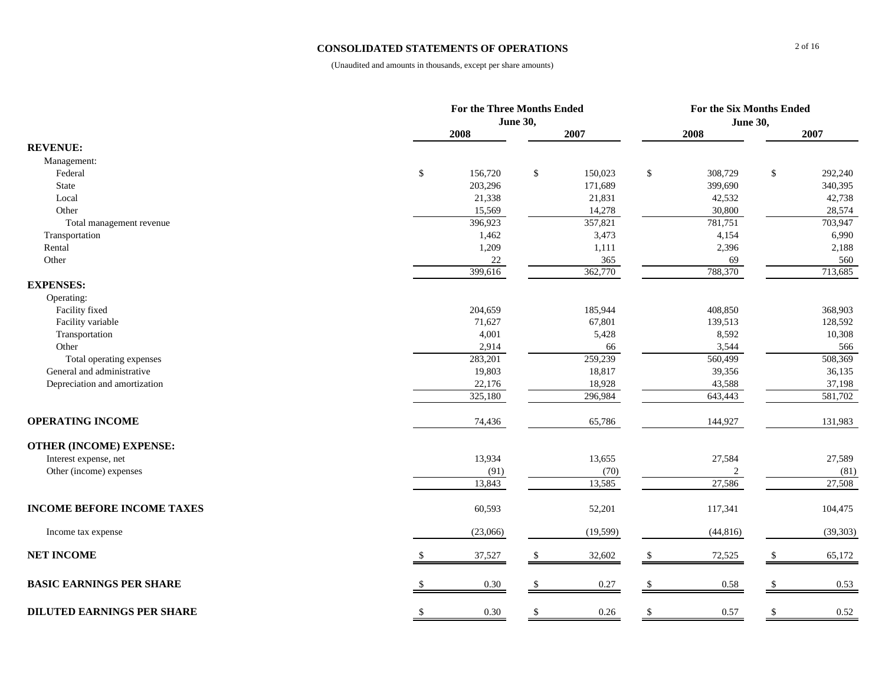## CONSOLIDATED STATEMENTS OF OPERATIONS

(Unaudited and amounts in thousands, except per share amounts)

| | For the Three Months Ended June 30, | | For the Six Months Ended June 30, | |
|---|---|---|---|---|
| | 2008 | 2007 | 2008 | 2007 |
| **REVENUE:** | | | | |
| Management: | | | | |
| Federal | $ 156,720 | $ 150,023 | $ 308,729 | $ 292,240 |
| State | 203,296 | 171,689 | 399,690 | 340,395 |
| Local | 21,338 | 21,831 | 42,532 | 42,738 |
| Other | 15,569 | 14,278 | 30,800 | 28,574 |
| Total management revenue | 396,923 | 357,821 | 781,751 | 703,947 |
| Transportation | 1,462 | 3,473 | 4,154 | 6,990 |
| Rental | 1,209 | 1,111 | 2,396 | 2,188 |
| Other | 22 | 365 | 69 | 560 |
| | 399,616 | 362,770 | 788,370 | 713,685 |
| **EXPENSES:** | | | | |
| Operating: | | | | |
| Facility fixed | 204,659 | 185,944 | 408,850 | 368,903 |
| Facility variable | 71,627 | 67,801 | 139,513 | 128,592 |
| Transportation | 4,001 | 5,428 | 8,592 | 10,308 |
| Other | 2,914 | 66 | 3,544 | 566 |
| Total operating expenses | 283,201 | 259,239 | 560,499 | 508,369 |
| General and administrative | 19,803 | 18,817 | 39,356 | 36,135 |
| Depreciation and amortization | 22,176 | 18,928 | 43,588 | 37,198 |
| | 325,180 | 296,984 | 643,443 | 581,702 |
| **OPERATING INCOME** | 74,436 | 65,786 | 144,927 | 131,983 |
| **OTHER (INCOME) EXPENSE:** | | | | |
| Interest expense, net | 13,934 | 13,655 | 27,584 | 27,589 |
| Other (income) expenses | (91) | (70) | 2 | (81) |
| | 13,843 | 13,585 | 27,586 | 27,508 |
| **INCOME BEFORE INCOME TAXES** | 60,593 | 52,201 | 117,341 | 104,475 |
| Income tax expense | (23,066) | (19,599) | (44,816) | (39,303) |
| **NET INCOME** | $ 37,527 | $ 32,602 | $ 72,525 | $ 65,172 |
| **BASIC EARNINGS PER SHARE** | $ 0.30 | $ 0.27 | $ 0.58 | $ 0.53 |
| **DILUTED EARNINGS PER SHARE** | $ 0.30 | $ 0.26 | $ 0.57 | $ 0.52 |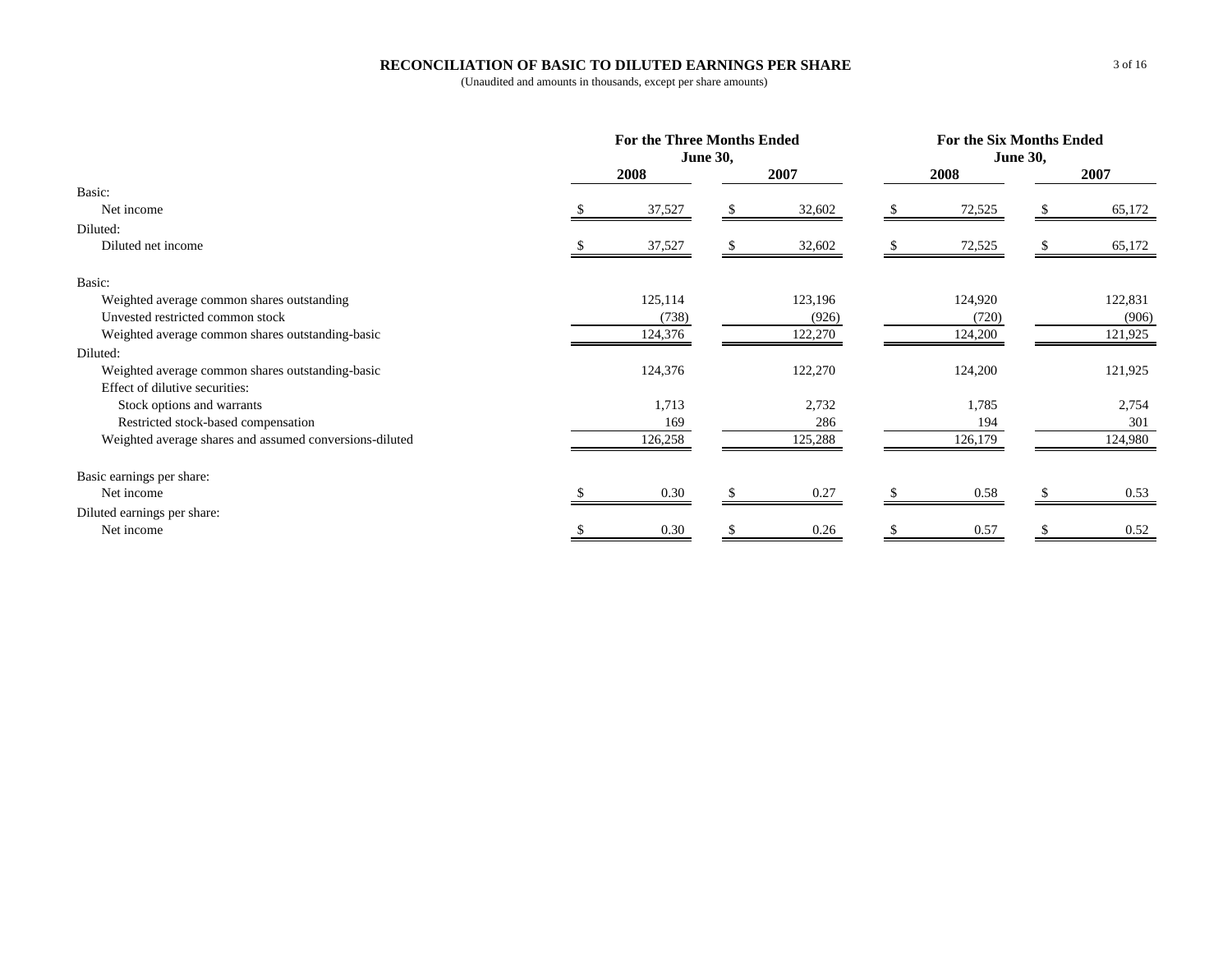# RECONCILIATION OF BASIC TO DILUTED EARNINGS PER SHARE

(Unaudited and amounts in thousands, except per share amounts)

| | For the Three Months Ended June 30, | | For the Six Months Ended June 30, | |
|---|---|---|---|---|
| | 2008 | 2007 | 2008 | 2007 |
| **Basic:** | | | | |
| Net income | $ 37,527 | $ 32,602 | $ 72,525 | $ 65,172 |
| **Diluted:** | | | | |
| Diluted net income | $ 37,527 | $ 32,602 | $ 72,525 | $ 65,172 |
| **Basic:** | | | | |
| Weighted average common shares outstanding | 125,114 | 123,196 | 124,920 | 122,831 |
| Unvested restricted common stock | (738) | (926) | (720) | (906) |
| Weighted average common shares outstanding-basic | 124,376 | 122,270 | 124,200 | 121,925 |
| **Diluted:** | | | | |
| Weighted average common shares outstanding-basic | 124,376 | 122,270 | 124,200 | 121,925 |
| Effect of dilutive securities: | | | | |
| Stock options and warrants | 1,713 | 2,732 | 1,785 | 2,754 |
| Restricted stock-based compensation | 169 | 286 | 194 | 301 |
| Weighted average shares and assumed conversions-diluted | 126,258 | 125,288 | 126,179 | 124,980 |
| **Basic earnings per share:** | | | | |
| Net income | $ 0.30 | $ 0.27 | $ 0.58 | $ 0.53 |
| **Diluted earnings per share:** | | | | |
| Net income | $ 0.30 | $ 0.26 | $ 0.57 | $ 0.52 |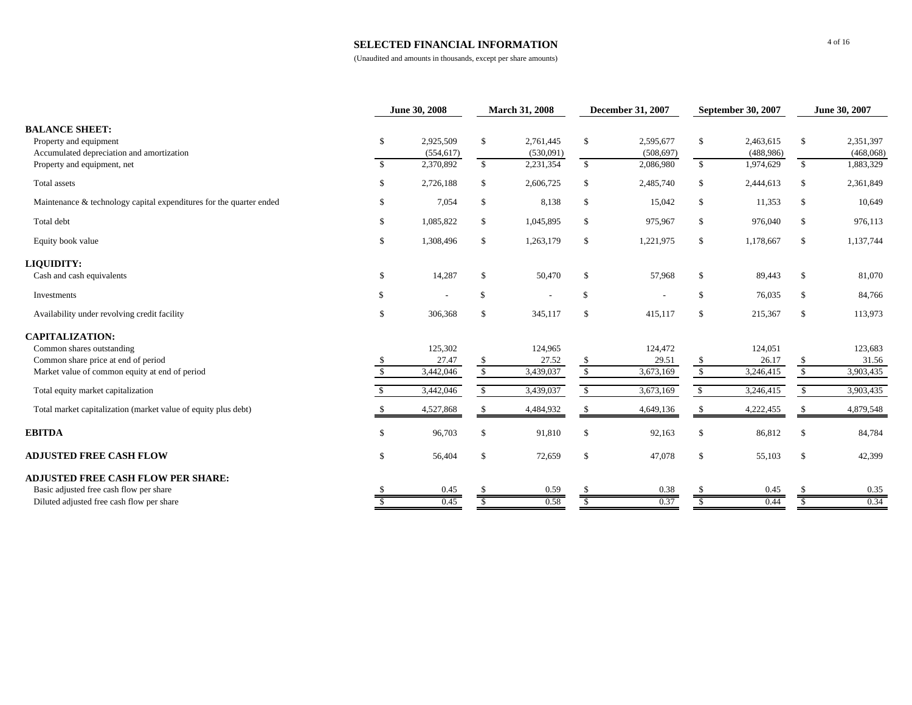# SELECTED FINANCIAL INFORMATION

(Unaudited and amounts in thousands, except per share amounts)

| | June 30, 2008 | March 31, 2008 | December 31, 2007 | September 30, 2007 | June 30, 2007 |
|---|---|---|---|---|---|
| **BALANCE SHEET:** | | | | | |
| Property and equipment | $ 2,925,509 | $ 2,761,445 | $ 2,595,677 | $ 2,463,615 | $ 2,351,397 |
| Accumulated depreciation and amortization | (554,617) | (530,091) | (508,697) | (488,986) | (468,068) |
| Property and equipment, net | $ 2,370,892 | $ 2,231,354 | $ 2,086,980 | $ 1,974,629 | $ 1,883,329 |
| Total assets | $ 2,726,188 | $ 2,606,725 | $ 2,485,740 | $ 2,444,613 | $ 2,361,849 |
| Maintenance & technology capital expenditures for the quarter ended | $ 7,054 | $ 8,138 | $ 15,042 | $ 11,353 | $ 10,649 |
| Total debt | $ 1,085,822 | $ 1,045,895 | $ 975,967 | $ 976,040 | $ 976,113 |
| Equity book value | $ 1,308,496 | $ 1,263,179 | $ 1,221,975 | $ 1,178,667 | $ 1,137,744 |
| **LIQUIDITY:** | | | | | |
| Cash and cash equivalents | $ 14,287 | $ 50,470 | $ 57,968 | $ 89,443 | $ 81,070 |
| Investments | $ - | $ - | $ - | $ 76,035 | $ 84,766 |
| Availability under revolving credit facility | $ 306,368 | $ 345,117 | $ 415,117 | $ 215,367 | $ 113,973 |
| **CAPITALIZATION:** | | | | | |
| Common shares outstanding | 125,302 | 124,965 | 124,472 | 124,051 | 123,683 |
| Common share price at end of period | $ 27.47 | $ 27.52 | $ 29.51 | $ 26.17 | $ 31.56 |
| Market value of common equity at end of period | $ 3,442,046 | $ 3,439,037 | $ 3,673,169 | $ 3,246,415 | $ 3,903,435 |
| Total equity market capitalization | $ 3,442,046 | $ 3,439,037 | $ 3,673,169 | $ 3,246,415 | $ 3,903,435 |
| Total market capitalization (market value of equity plus debt) | $ 4,527,868 | $ 4,484,932 | $ 4,649,136 | $ 4,222,455 | $ 4,879,548 |
| **EBITDA** | $ 96,703 | $ 91,810 | $ 92,163 | $ 86,812 | $ 84,784 |
| **ADJUSTED FREE CASH FLOW** | $ 56,404 | $ 72,659 | $ 47,078 | $ 55,103 | $ 42,399 |
| **ADJUSTED FREE CASH FLOW PER SHARE:** | | | | | |
| Basic adjusted free cash flow per share | $ 0.45 | $ 0.59 | $ 0.38 | $ 0.45 | $ 0.35 |
| Diluted adjusted free cash flow per share | $ 0.45 | $ 0.58 | $ 0.37 | $ 0.44 | $ 0.34 |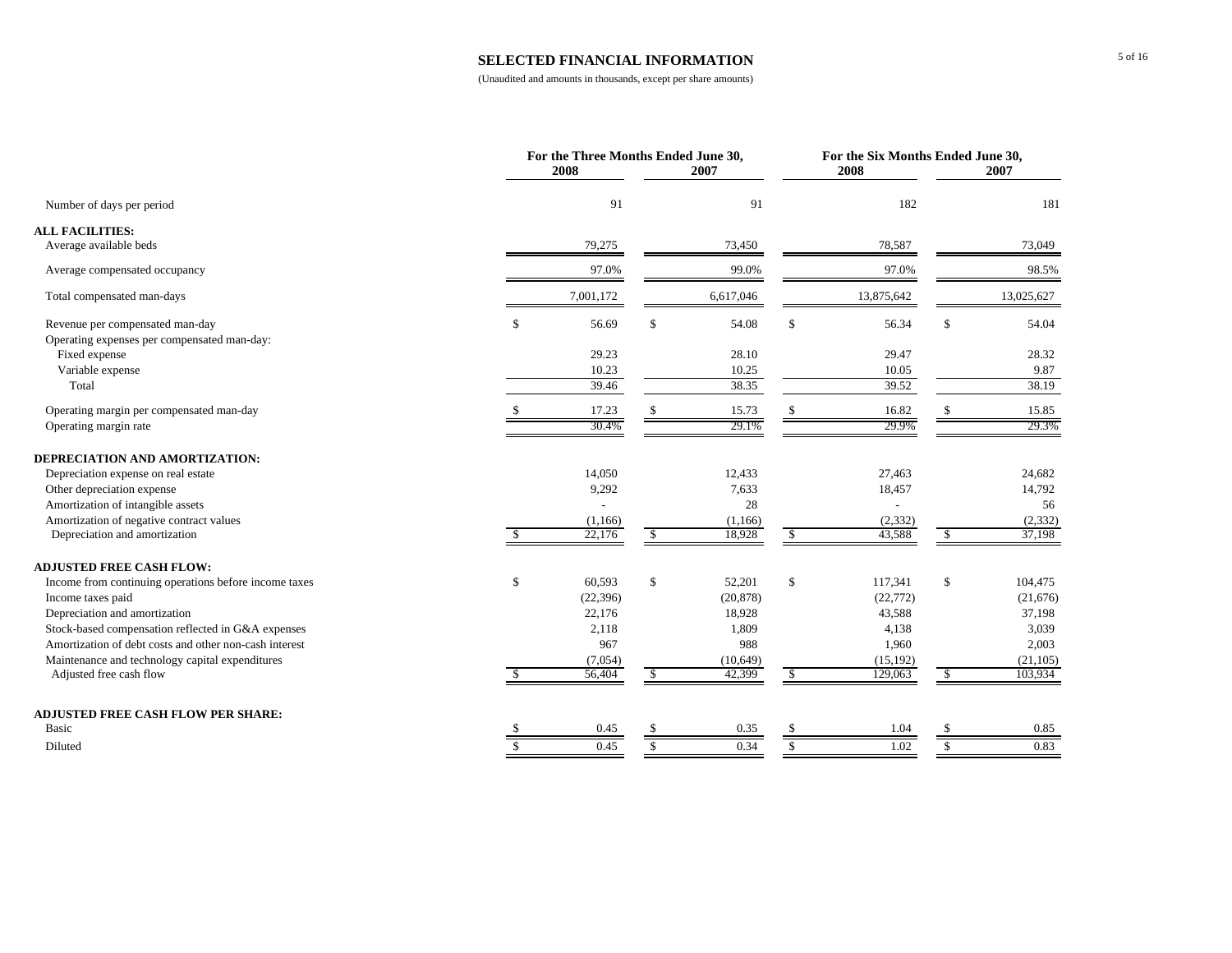# SELECTED FINANCIAL INFORMATION

(Unaudited and amounts in thousands, except per share amounts)

| | For the Three Months Ended June 30, | | For the Six Months Ended June 30, | |
|---|---|---|---|---|
| | 2008 | 2007 | 2008 | 2007 |
| Number of days per period | 91 | 91 | 182 | 181 |
| **ALL FACILITIES:** | | | | |
| Average available beds | 79,275 | 73,450 | 78,587 | 73,049 |
| Average compensated occupancy | 97.0% | 99.0% | 97.0% | 98.5% |
| Total compensated man-days | 7,001,172 | 6,617,046 | 13,875,642 | 13,025,627 |
| Revenue per compensated man-day | $ 56.69 | $ 54.08 | $ 56.34 | $ 54.04 |
| Operating expenses per compensated man-day: | | | | |
| Fixed expense | 29.23 | 28.10 | 29.47 | 28.32 |
| Variable expense | 10.23 | 10.25 | 10.05 | 9.87 |
| Total | 39.46 | 38.35 | 39.52 | 38.19 |
| Operating margin per compensated man-day | $ 17.23 | $ 15.73 | $ 16.82 | $ 15.85 |
| Operating margin rate | 30.4% | 29.1% | 29.9% | 29.3% |
| **DEPRECIATION AND AMORTIZATION:** | | | | |
| Depreciation expense on real estate | 14,050 | 12,433 | 27,463 | 24,682 |
| Other depreciation expense | 9,292 | 7,633 | 18,457 | 14,792 |
| Amortization of intangible assets | - | 28 | - | 56 |
| Amortization of negative contract values | (1,166) | (1,166) | (2,332) | (2,332) |
| Depreciation and amortization | $ 22,176 | $ 18,928 | $ 43,588 | $ 37,198 |
| **ADJUSTED FREE CASH FLOW:** | | | | |
| Income from continuing operations before income taxes | $ 60,593 | $ 52,201 | $ 117,341 | $ 104,475 |
| Income taxes paid | (22,396) | (20,878) | (22,772) | (21,676) |
| Depreciation and amortization | 22,176 | 18,928 | 43,588 | 37,198 |
| Stock-based compensation reflected in G&A expenses | 2,118 | 1,809 | 4,138 | 3,039 |
| Amortization of debt costs and other non-cash interest | 967 | 988 | 1,960 | 2,003 |
| Maintenance and technology capital expenditures | (7,054) | (10,649) | (15,192) | (21,105) |
| Adjusted free cash flow | $ 56,404 | $ 42,399 | $ 129,063 | $ 103,934 |
| **ADJUSTED FREE CASH FLOW PER SHARE:** | | | | |
| Basic | $ 0.45 | $ 0.35 | $ 1.04 | $ 0.85 |
| Diluted | $ 0.45 | $ 0.34 | $ 1.02 | $ 0.83 |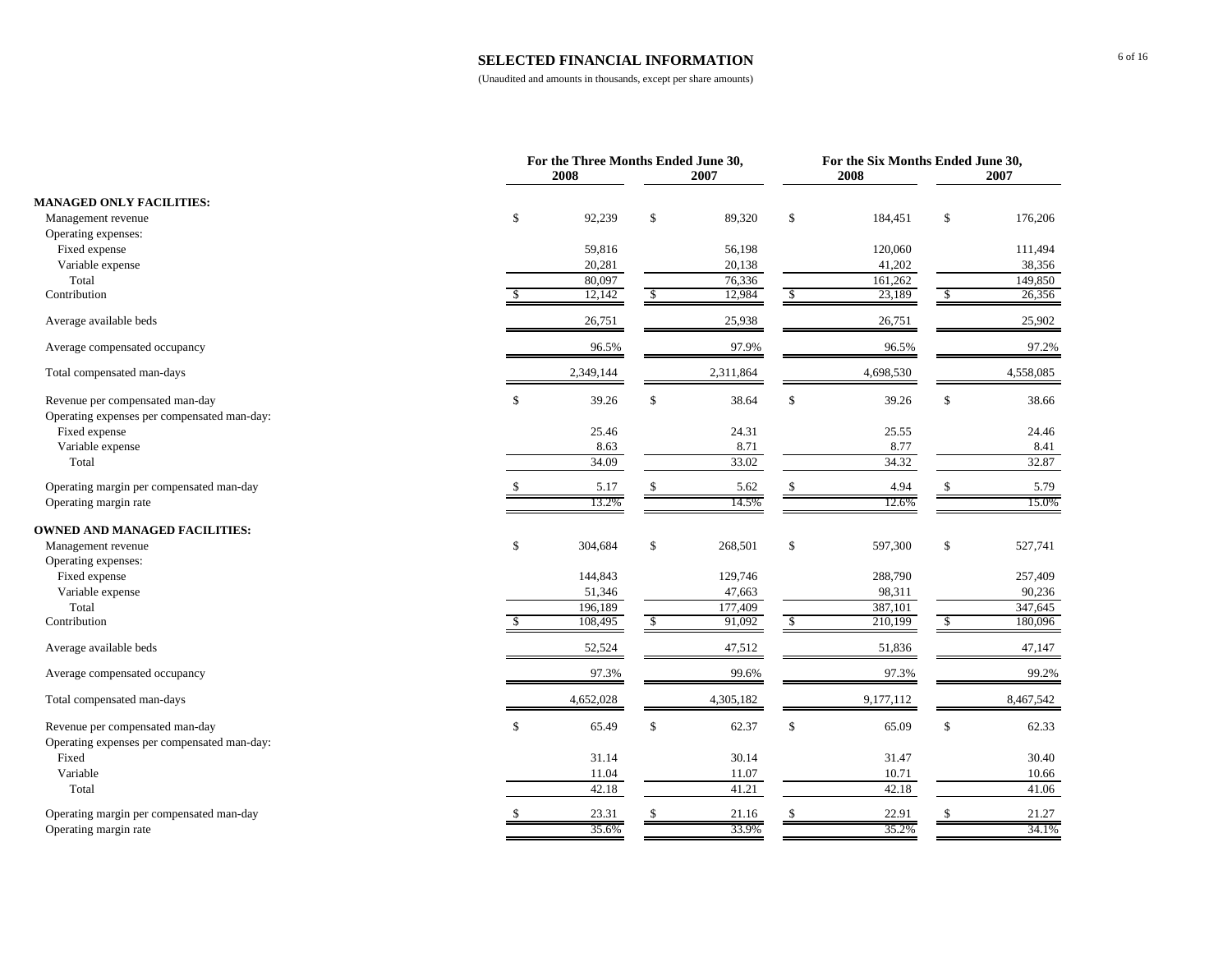# SELECTED FINANCIAL INFORMATION

(Unaudited and amounts in thousands, except per share amounts)

| | For the Three Months Ended June 30, | | For the Six Months Ended June 30, | |
|---|---|---|---|---|
| | 2008 | 2007 | 2008 | 2007 |
| **MANAGED ONLY FACILITIES:** | | | | |
| Management revenue | $ 92,239 | $ 89,320 | $ 184,451 | $ 176,206 |
| Operating expenses: | | | | |
| Fixed expense | 59,816 | 56,198 | 120,060 | 111,494 |
| Variable expense | 20,281 | 20,138 | 41,202 | 38,356 |
| Total | 80,097 | 76,336 | 161,262 | 149,850 |
| Contribution | $ 12,142 | $ 12,984 | $ 23,189 | $ 26,356 |
| Average available beds | 26,751 | 25,938 | 26,751 | 25,902 |
| Average compensated occupancy | 96.5% | 97.9% | 96.5% | 97.2% |
| Total compensated man-days | 2,349,144 | 2,311,864 | 4,698,530 | 4,558,085 |
| Revenue per compensated man-day | $ 39.26 | $ 38.64 | $ 39.26 | $ 38.66 |
| Operating expenses per compensated man-day: | | | | |
| Fixed expense | 25.46 | 24.31 | 25.55 | 24.46 |
| Variable expense | 8.63 | 8.71 | 8.77 | 8.41 |
| Total | 34.09 | 33.02 | 34.32 | 32.87 |
| Operating margin per compensated man-day | $ 5.17 | $ 5.62 | $ 4.94 | $ 5.79 |
| Operating margin rate | 13.2% | 14.5% | 12.6% | 15.0% |
| **OWNED AND MANAGED FACILITIES:** | | | | |
| Management revenue | $ 304,684 | $ 268,501 | $ 597,300 | $ 527,741 |
| Operating expenses: | | | | |
| Fixed expense | 144,843 | 129,746 | 288,790 | 257,409 |
| Variable expense | 51,346 | 47,663 | 98,311 | 90,236 |
| Total | 196,189 | 177,409 | 387,101 | 347,645 |
| Contribution | $ 108,495 | $ 91,092 | $ 210,199 | $ 180,096 |
| Average available beds | 52,524 | 47,512 | 51,836 | 47,147 |
| Average compensated occupancy | 97.3% | 99.6% | 97.3% | 99.2% |
| Total compensated man-days | 4,652,028 | 4,305,182 | 9,177,112 | 8,467,542 |
| Revenue per compensated man-day | $ 65.49 | $ 62.37 | $ 65.09 | $ 62.33 |
| Operating expenses per compensated man-day: | | | | |
| Fixed | 31.14 | 30.14 | 31.47 | 30.40 |
| Variable | 11.04 | 11.07 | 10.71 | 10.66 |
| Total | 42.18 | 41.21 | 42.18 | 41.06 |
| Operating margin per compensated man-day | $ 23.31 | $ 21.16 | $ 22.91 | $ 21.27 |
| Operating margin rate | 35.6% | 33.9% | 35.2% | 34.1% |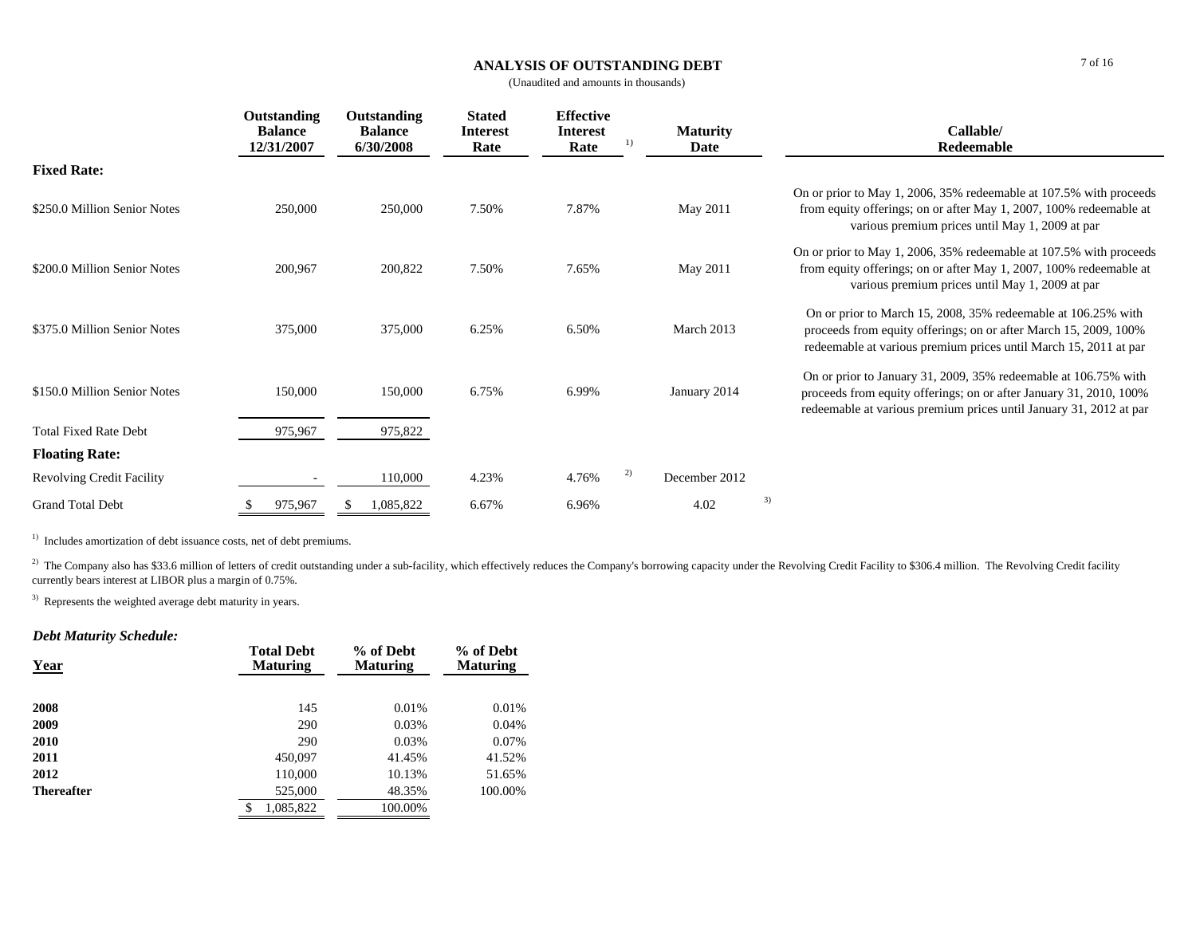# ANALYSIS OF OUTSTANDING DEBT

(Unaudited and amounts in thousands)

| | Outstanding Balance 12/31/2007 | Outstanding Balance 6/30/2008 | Stated Interest Rate | Effective Interest Rate [1] | Maturity Date | Callable/ Redeemable |
|---|---|---|---|---|---|---|
| **Fixed Rate:** | | | | | | |
| $250.0 Million Senior Notes | 250,000 | 250,000 | 7.50% | 7.87% | May 2011 | On or prior to May 1, 2006, 35% redeemable at 107.5% with proceeds from equity offerings; on or after May 1, 2007, 100% redeemable at various premium prices until May 1, 2009 at par |
| $200.0 Million Senior Notes | 200,967 | 200,822 | 7.50% | 7.65% | May 2011 | On or prior to May 1, 2006, 35% redeemable at 107.5% with proceeds from equity offerings; on or after May 1, 2007, 100% redeemable at various premium prices until May 1, 2009 at par |
| $375.0 Million Senior Notes | 375,000 | 375,000 | 6.25% | 6.50% | March 2013 | On or prior to March 15, 2008, 35% redeemable at 106.25% with proceeds from equity offerings; on or after March 15, 2009, 100% redeemable at various premium prices until March 15, 2011 at par |
| $150.0 Million Senior Notes | 150,000 | 150,000 | 6.75% | 6.99% | January 2014 | On or prior to January 31, 2009, 35% redeemable at 106.75% with proceeds from equity offerings; on or after January 31, 2010, 100% redeemable at various premium prices until January 31, 2012 at par |
| Total Fixed Rate Debt | 975,967 | 975,822 | | | | |
| **Floating Rate:** | | | | | | |
| Revolving Credit Facility | - | 110,000 | 4.23% | 4.76% [2] | December 2012 | |
| Grand Total Debt | $ 975,967 | $ 1,085,822 | 6.67% | 6.96% | 4.02 [3] | |

[1] Includes amortization of debt issuance costs, net of debt premiums.

[2] The Company also has $33.6 million of letters of credit outstanding under a sub-facility, which effectively reduces the Company's borrowing capacity under the Revolving Credit Facility to $306.4 million. The Revolving Credit facility currently bears interest at LIBOR plus a margin of 0.75%.

[3] Represents the weighted average debt maturity in years.

***Debt Maturity Schedule:***

| Year | Total Debt Maturing | % of Debt Maturing | % of Debt Maturing |
|---|---|---|---|
| **2008** | 145 | 0.01% | 0.01% |
| **2009** | 290 | 0.03% | 0.04% |
| **2010** | 290 | 0.03% | 0.07% |
| **2011** | 450,097 | 41.45% | 41.52% |
| **2012** | 110,000 | 10.13% | 51.65% |
| **Thereafter** | 525,000 | 48.35% | 100.00% |
| | $ 1,085,822 | 100.00% | |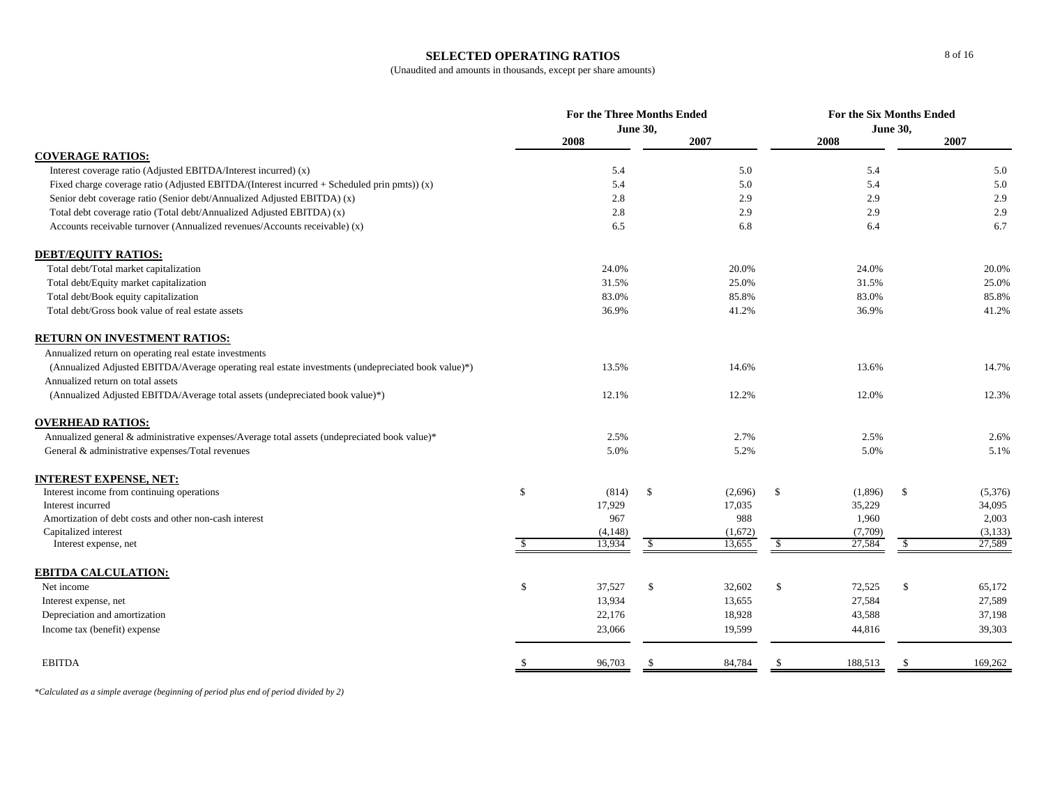# SELECTED OPERATING RATIOS

(Unaudited and amounts in thousands, except per share amounts)

| | For the Three Months Ended June 30, | | For the Six Months Ended June 30, | |
|---|---|---|---|---|
| | 2008 | 2007 | 2008 | 2007 |
| **COVERAGE RATIOS:** | | | | |
| Interest coverage ratio (Adjusted EBITDA/Interest incurred) (x) | 5.4 | 5.0 | 5.4 | 5.0 |
| Fixed charge coverage ratio (Adjusted EBITDA/(Interest incurred + Scheduled prin pmts)) (x) | 5.4 | 5.0 | 5.4 | 5.0 |
| Senior debt coverage ratio (Senior debt/Annualized Adjusted EBITDA) (x) | 2.8 | 2.9 | 2.9 | 2.9 |
| Total debt coverage ratio (Total debt/Annualized Adjusted EBITDA) (x) | 2.8 | 2.9 | 2.9 | 2.9 |
| Accounts receivable turnover (Annualized revenues/Accounts receivable) (x) | 6.5 | 6.8 | 6.4 | 6.7 |
| **DEBT/EQUITY RATIOS:** | | | | |
| Total debt/Total market capitalization | 24.0% | 20.0% | 24.0% | 20.0% |
| Total debt/Equity market capitalization | 31.5% | 25.0% | 31.5% | 25.0% |
| Total debt/Book equity capitalization | 83.0% | 85.8% | 83.0% | 85.8% |
| Total debt/Gross book value of real estate assets | 36.9% | 41.2% | 36.9% | 41.2% |
| **RETURN ON INVESTMENT RATIOS:** | | | | |
| Annualized return on operating real estate investments (Annualized Adjusted EBITDA/Average operating real estate investments (undepreciated book value)*) | 13.5% | 14.6% | 13.6% | 14.7% |
| Annualized return on total assets (Annualized Adjusted EBITDA/Average total assets (undepreciated book value)*) | 12.1% | 12.2% | 12.0% | 12.3% |
| **OVERHEAD RATIOS:** | | | | |
| Annualized general & administrative expenses/Average total assets (undepreciated book value)* | 2.5% | 2.7% | 2.5% | 2.6% |
| General & administrative expenses/Total revenues | 5.0% | 5.2% | 5.0% | 5.1% |
| **INTEREST EXPENSE, NET:** | | | | |
| Interest income from continuing operations | $ (814) | $ (2,696) | $ (1,896) | $ (5,376) |
| Interest incurred | 17,929 | 17,035 | 35,229 | 34,095 |
| Amortization of debt costs and other non-cash interest | 967 | 988 | 1,960 | 2,003 |
| Capitalized interest | (4,148) | (1,672) | (7,709) | (3,133) |
| Interest expense, net | $ 13,934 | $ 13,655 | $ 27,584 | $ 27,589 |
| **EBITDA CALCULATION:** | | | | |
| Net income | $ 37,527 | $ 32,602 | $ 72,525 | $ 65,172 |
| Interest expense, net | 13,934 | 13,655 | 27,584 | 27,589 |
| Depreciation and amortization | 22,176 | 18,928 | 43,588 | 37,198 |
| Income tax (benefit) expense | 23,066 | 19,599 | 44,816 | 39,303 |
| EBITDA | $ 96,703 | $ 84,784 | $ 188,513 | $ 169,262 |

*\*Calculated as a simple average (beginning of period plus end of period divided by 2)*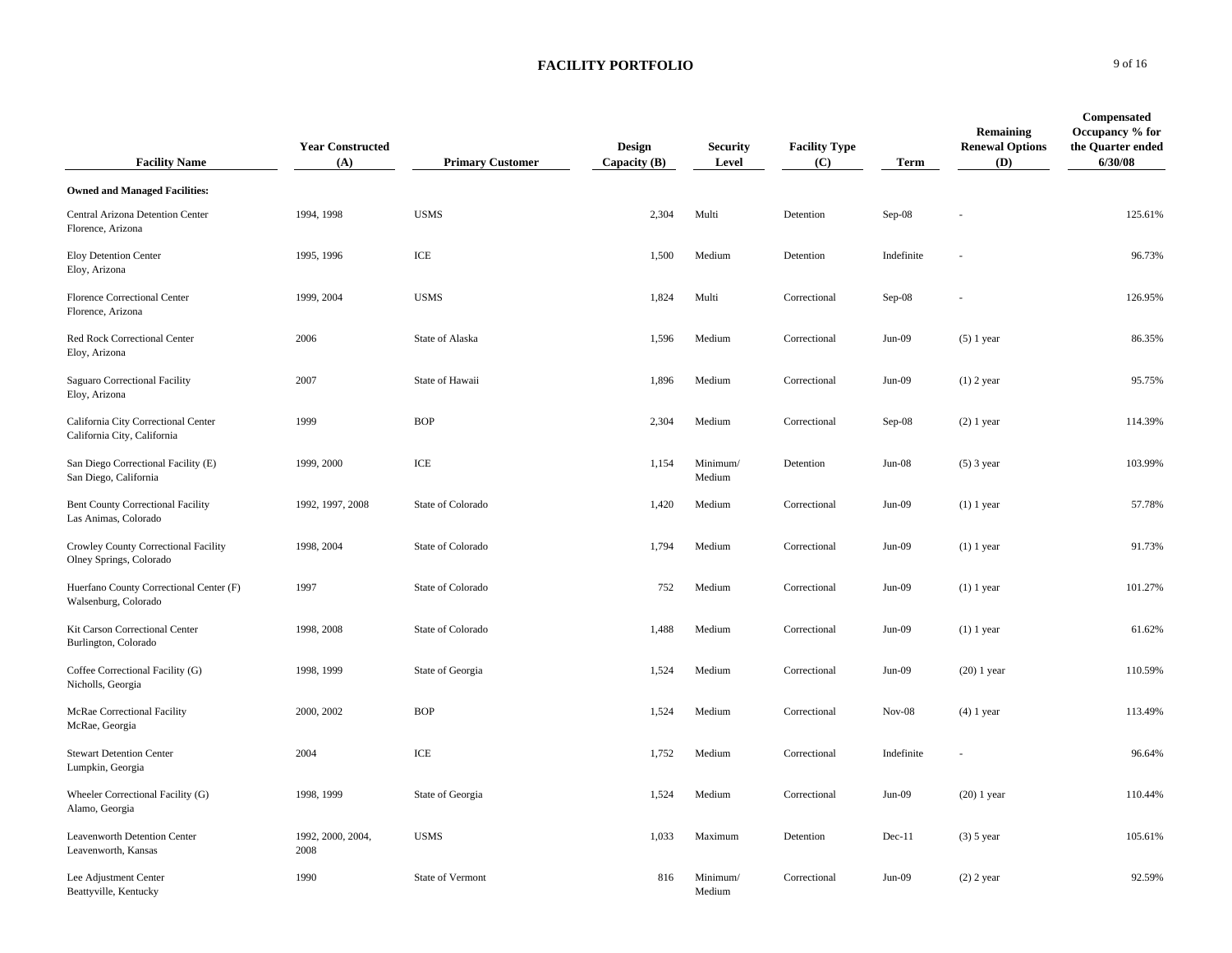# FACILITY PORTFOLIO

| Facility Name | Year Constructed (A) | Primary Customer | Design Capacity (B) | Security Level | Facility Type (C) | Term | Remaining Renewal Options (D) | Compensated Occupancy % for the Quarter ended 6/30/08 |
|---|---|---|---|---|---|---|---|---|
| **Owned and Managed Facilities:** | | | | | | | | |
| Central Arizona Detention Center<br>Florence, Arizona | 1994, 1998 | USMS | 2,304 | Multi | Detention | Sep-08 | - | 125.61% |
| Eloy Detention Center<br>Eloy, Arizona | 1995, 1996 | ICE | 1,500 | Medium | Detention | Indefinite | - | 96.73% |
| Florence Correctional Center<br>Florence, Arizona | 1999, 2004 | USMS | 1,824 | Multi | Correctional | Sep-08 | - | 126.95% |
| Red Rock Correctional Center<br>Eloy, Arizona | 2006 | State of Alaska | 1,596 | Medium | Correctional | Jun-09 | (5) 1 year | 86.35% |
| Saguaro Correctional Facility<br>Eloy, Arizona | 2007 | State of Hawaii | 1,896 | Medium | Correctional | Jun-09 | (1) 2 year | 95.75% |
| California City Correctional Center<br>California City, California | 1999 | BOP | 2,304 | Medium | Correctional | Sep-08 | (2) 1 year | 114.39% |
| San Diego Correctional Facility (E)<br>San Diego, California | 1999, 2000 | ICE | 1,154 | Minimum/ Medium | Detention | Jun-08 | (5) 3 year | 103.99% |
| Bent County Correctional Facility<br>Las Animas, Colorado | 1992, 1997, 2008 | State of Colorado | 1,420 | Medium | Correctional | Jun-09 | (1) 1 year | 57.78% |
| Crowley County Correctional Facility<br>Olney Springs, Colorado | 1998, 2004 | State of Colorado | 1,794 | Medium | Correctional | Jun-09 | (1) 1 year | 91.73% |
| Huerfano County Correctional Center (F)<br>Walsenburg, Colorado | 1997 | State of Colorado | 752 | Medium | Correctional | Jun-09 | (1) 1 year | 101.27% |
| Kit Carson Correctional Center<br>Burlington, Colorado | 1998, 2008 | State of Colorado | 1,488 | Medium | Correctional | Jun-09 | (1) 1 year | 61.62% |
| Coffee Correctional Facility (G)<br>Nicholls, Georgia | 1998, 1999 | State of Georgia | 1,524 | Medium | Correctional | Jun-09 | (20) 1 year | 110.59% |
| McRae Correctional Facility<br>McRae, Georgia | 2000, 2002 | BOP | 1,524 | Medium | Correctional | Nov-08 | (4) 1 year | 113.49% |
| Stewart Detention Center<br>Lumpkin, Georgia | 2004 | ICE | 1,752 | Medium | Correctional | Indefinite | - | 96.64% |
| Wheeler Correctional Facility (G)<br>Alamo, Georgia | 1998, 1999 | State of Georgia | 1,524 | Medium | Correctional | Jun-09 | (20) 1 year | 110.44% |
| Leavenworth Detention Center<br>Leavenworth, Kansas | 1992, 2000, 2004, 2008 | USMS | 1,033 | Maximum | Detention | Dec-11 | (3) 5 year | 105.61% |
| Lee Adjustment Center<br>Beattyville, Kentucky | 1990 | State of Vermont | 816 | Minimum/ Medium | Correctional | Jun-09 | (2) 2 year | 92.59% |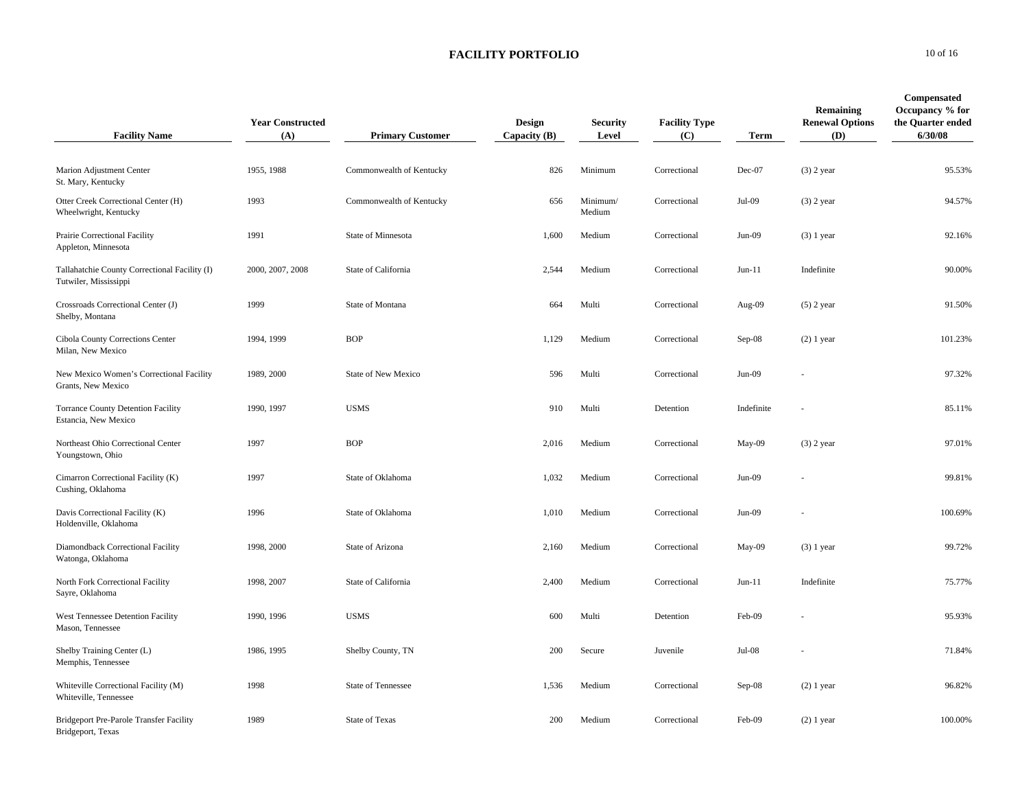# FACILITY PORTFOLIO

| Facility Name | Year Constructed (A) | Primary Customer | Design Capacity (B) | Security Level | Facility Type (C) | Term | Remaining Renewal Options (D) | Compensated Occupancy % for the Quarter ended 6/30/08 |
|---|---|---|---|---|---|---|---|---|
| Marion Adjustment Center<br>St. Mary, Kentucky | 1955, 1988 | Commonwealth of Kentucky | 826 | Minimum | Correctional | Dec-07 | (3) 2 year | 95.53% |
| Otter Creek Correctional Center (H)<br>Wheelwright, Kentucky | 1993 | Commonwealth of Kentucky | 656 | Minimum/ Medium | Correctional | Jul-09 | (3) 2 year | 94.57% |
| Prairie Correctional Facility<br>Appleton, Minnesota | 1991 | State of Minnesota | 1,600 | Medium | Correctional | Jun-09 | (3) 1 year | 92.16% |
| Tallahatchie County Correctional Facility (I)<br>Tutwiler, Mississippi | 2000, 2007, 2008 | State of California | 2,544 | Medium | Correctional | Jun-11 | Indefinite | 90.00% |
| Crossroads Correctional Center (J)<br>Shelby, Montana | 1999 | State of Montana | 664 | Multi | Correctional | Aug-09 | (5) 2 year | 91.50% |
| Cibola County Corrections Center<br>Milan, New Mexico | 1994, 1999 | BOP | 1,129 | Medium | Correctional | Sep-08 | (2) 1 year | 101.23% |
| New Mexico Women's Correctional Facility<br>Grants, New Mexico | 1989, 2000 | State of New Mexico | 596 | Multi | Correctional | Jun-09 | - | 97.32% |
| Torrance County Detention Facility<br>Estancia, New Mexico | 1990, 1997 | USMS | 910 | Multi | Detention | Indefinite | - | 85.11% |
| Northeast Ohio Correctional Center<br>Youngstown, Ohio | 1997 | BOP | 2,016 | Medium | Correctional | May-09 | (3) 2 year | 97.01% |
| Cimarron Correctional Facility (K)<br>Cushing, Oklahoma | 1997 | State of Oklahoma | 1,032 | Medium | Correctional | Jun-09 | - | 99.81% |
| Davis Correctional Facility (K)<br>Holdenville, Oklahoma | 1996 | State of Oklahoma | 1,010 | Medium | Correctional | Jun-09 | - | 100.69% |
| Diamondback Correctional Facility<br>Watonga, Oklahoma | 1998, 2000 | State of Arizona | 2,160 | Medium | Correctional | May-09 | (3) 1 year | 99.72% |
| North Fork Correctional Facility<br>Sayre, Oklahoma | 1998, 2007 | State of California | 2,400 | Medium | Correctional | Jun-11 | Indefinite | 75.77% |
| West Tennessee Detention Facility<br>Mason, Tennessee | 1990, 1996 | USMS | 600 | Multi | Detention | Feb-09 | - | 95.93% |
| Shelby Training Center (L)<br>Memphis, Tennessee | 1986, 1995 | Shelby County, TN | 200 | Secure | Juvenile | Jul-08 | - | 71.84% |
| Whiteville Correctional Facility (M)<br>Whiteville, Tennessee | 1998 | State of Tennessee | 1,536 | Medium | Correctional | Sep-08 | (2) 1 year | 96.82% |
| Bridgeport Pre-Parole Transfer Facility<br>Bridgeport, Texas | 1989 | State of Texas | 200 | Medium | Correctional | Feb-09 | (2) 1 year | 100.00% |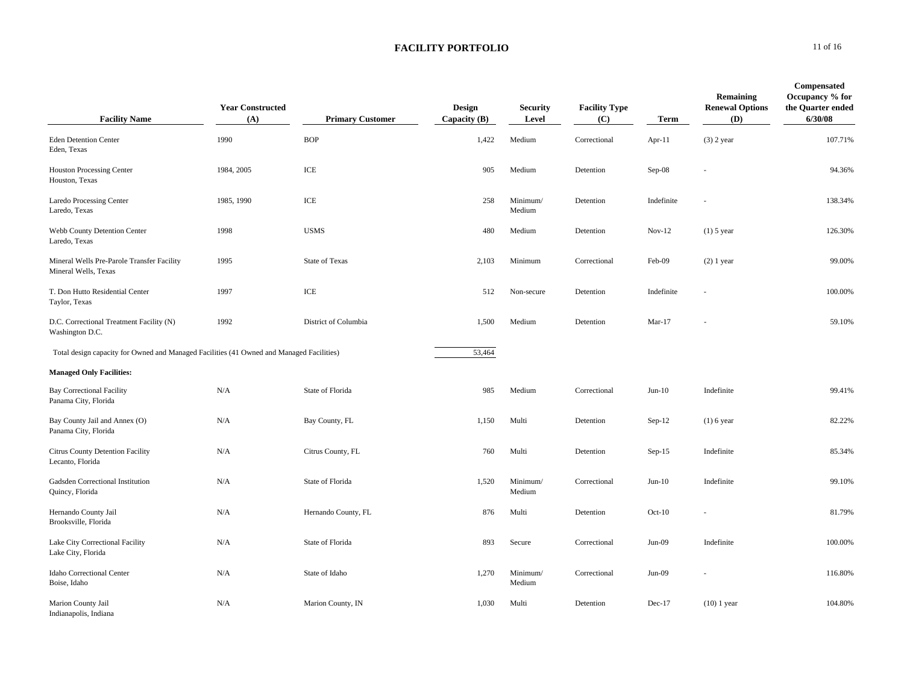# FACILITY PORTFOLIO

| Facility Name | Year Constructed (A) | Primary Customer | Design Capacity (B) | Security Level | Facility Type (C) | Term | Remaining Renewal Options (D) | Compensated Occupancy % for the Quarter ended 6/30/08 |
|---|---|---|---|---|---|---|---|---|
| Eden Detention Center<br>Eden, Texas | 1990 | BOP | 1,422 | Medium | Correctional | Apr-11 | (3) 2 year | 107.71% |
| Houston Processing Center<br>Houston, Texas | 1984, 2005 | ICE | 905 | Medium | Detention | Sep-08 | - | 94.36% |
| Laredo Processing Center<br>Laredo, Texas | 1985, 1990 | ICE | 258 | Minimum/ Medium | Detention | Indefinite | - | 138.34% |
| Webb County Detention Center<br>Laredo, Texas | 1998 | USMS | 480 | Medium | Detention | Nov-12 | (1) 5 year | 126.30% |
| Mineral Wells Pre-Parole Transfer Facility<br>Mineral Wells, Texas | 1995 | State of Texas | 2,103 | Minimum | Correctional | Feb-09 | (2) 1 year | 99.00% |
| T. Don Hutto Residential Center<br>Taylor, Texas | 1997 | ICE | 512 | Non-secure | Detention | Indefinite | - | 100.00% |
| D.C. Correctional Treatment Facility (N)<br>Washington D.C. | 1992 | District of Columbia | 1,500 | Medium | Detention | Mar-17 | - | 59.10% |
| Total design capacity for Owned and Managed Facilities (41 Owned and Managed Facilities) | | | 53,464 | | | | | |
| **Managed Only Facilities:** | | | | | | | | |
| Bay Correctional Facility<br>Panama City, Florida | N/A | State of Florida | 985 | Medium | Correctional | Jun-10 | Indefinite | 99.41% |
| Bay County Jail and Annex (O)<br>Panama City, Florida | N/A | Bay County, FL | 1,150 | Multi | Detention | Sep-12 | (1) 6 year | 82.22% |
| Citrus County Detention Facility<br>Lecanto, Florida | N/A | Citrus County, FL | 760 | Multi | Detention | Sep-15 | Indefinite | 85.34% |
| Gadsden Correctional Institution<br>Quincy, Florida | N/A | State of Florida | 1,520 | Minimum/ Medium | Correctional | Jun-10 | Indefinite | 99.10% |
| Hernando County Jail<br>Brooksville, Florida | N/A | Hernando County, FL | 876 | Multi | Detention | Oct-10 | - | 81.79% |
| Lake City Correctional Facility<br>Lake City, Florida | N/A | State of Florida | 893 | Secure | Correctional | Jun-09 | Indefinite | 100.00% |
| Idaho Correctional Center<br>Boise, Idaho | N/A | State of Idaho | 1,270 | Minimum/ Medium | Correctional | Jun-09 | - | 116.80% |
| Marion County Jail<br>Indianapolis, Indiana | N/A | Marion County, IN | 1,030 | Multi | Detention | Dec-17 | (10) 1 year | 104.80% |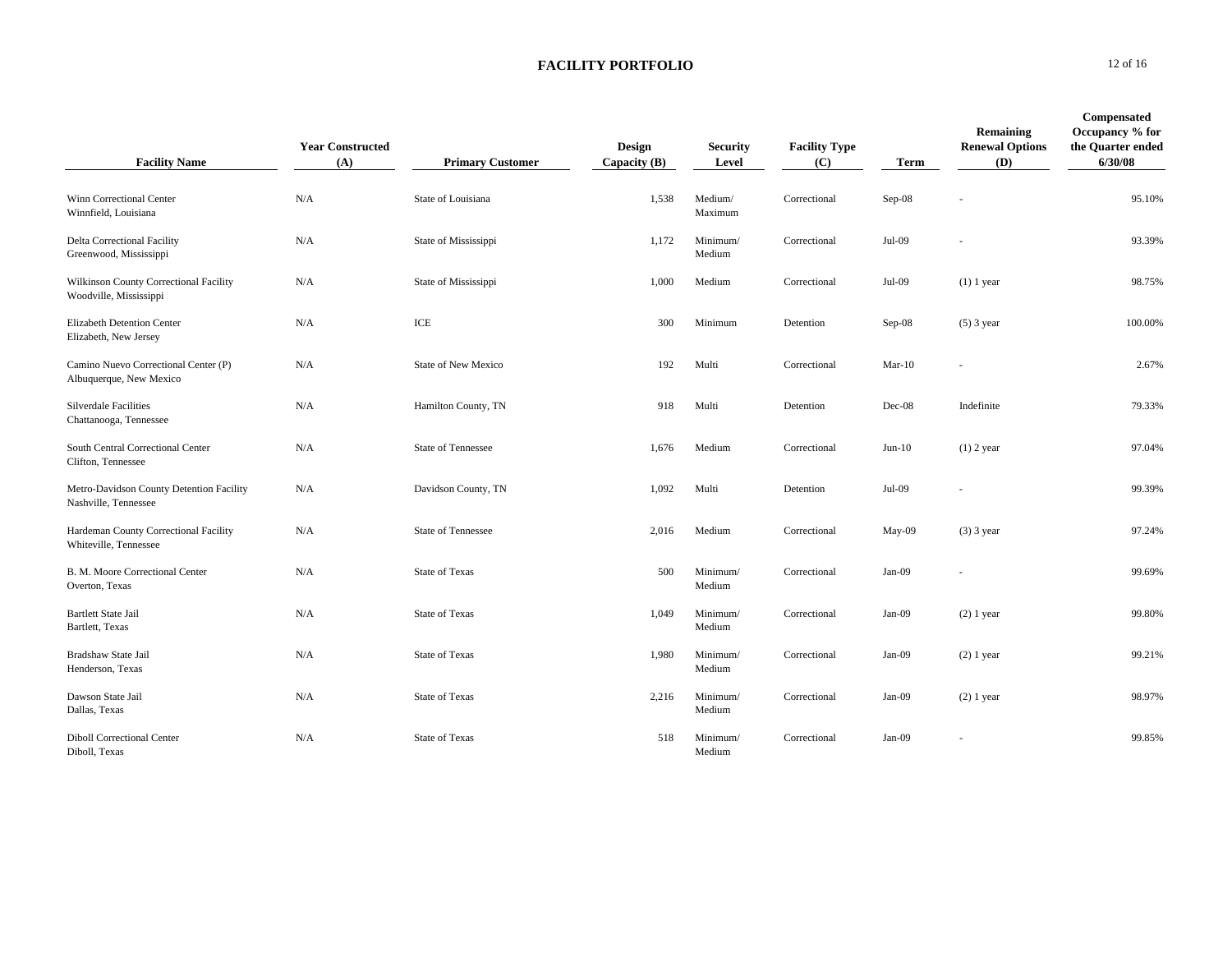# FACILITY PORTFOLIO

| Facility Name | Year Constructed (A) | Primary Customer | Design Capacity (B) | Security Level | Facility Type (C) | Term | Remaining Renewal Options (D) | Compensated Occupancy % for the Quarter ended 6/30/08 |
|---|---|---|---|---|---|---|---|---|
| Winn Correctional Center<br>Winnfield, Louisiana | N/A | State of Louisiana | 1,538 | Medium/ Maximum | Correctional | Sep-08 | - | 95.10% |
| Delta Correctional Facility<br>Greenwood, Mississippi | N/A | State of Mississippi | 1,172 | Minimum/ Medium | Correctional | Jul-09 | - | 93.39% |
| Wilkinson County Correctional Facility<br>Woodville, Mississippi | N/A | State of Mississippi | 1,000 | Medium | Correctional | Jul-09 | (1) 1 year | 98.75% |
| Elizabeth Detention Center<br>Elizabeth, New Jersey | N/A | ICE | 300 | Minimum | Detention | Sep-08 | (5) 3 year | 100.00% |
| Camino Nuevo Correctional Center (P)<br>Albuquerque, New Mexico | N/A | State of New Mexico | 192 | Multi | Correctional | Mar-10 | - | 2.67% |
| Silverdale Facilities<br>Chattanooga, Tennessee | N/A | Hamilton County, TN | 918 | Multi | Detention | Dec-08 | Indefinite | 79.33% |
| South Central Correctional Center<br>Clifton, Tennessee | N/A | State of Tennessee | 1,676 | Medium | Correctional | Jun-10 | (1) 2 year | 97.04% |
| Metro-Davidson County Detention Facility<br>Nashville, Tennessee | N/A | Davidson County, TN | 1,092 | Multi | Detention | Jul-09 | - | 99.39% |
| Hardeman County Correctional Facility<br>Whiteville, Tennessee | N/A | State of Tennessee | 2,016 | Medium | Correctional | May-09 | (3) 3 year | 97.24% |
| B. M. Moore Correctional Center<br>Overton, Texas | N/A | State of Texas | 500 | Minimum/ Medium | Correctional | Jan-09 | - | 99.69% |
| Bartlett State Jail<br>Bartlett, Texas | N/A | State of Texas | 1,049 | Minimum/ Medium | Correctional | Jan-09 | (2) 1 year | 99.80% |
| Bradshaw State Jail<br>Henderson, Texas | N/A | State of Texas | 1,980 | Minimum/ Medium | Correctional | Jan-09 | (2) 1 year | 99.21% |
| Dawson State Jail<br>Dallas, Texas | N/A | State of Texas | 2,216 | Minimum/ Medium | Correctional | Jan-09 | (2) 1 year | 98.97% |
| Diboll Correctional Center<br>Diboll, Texas | N/A | State of Texas | 518 | Minimum/ Medium | Correctional | Jan-09 | - | 99.85% |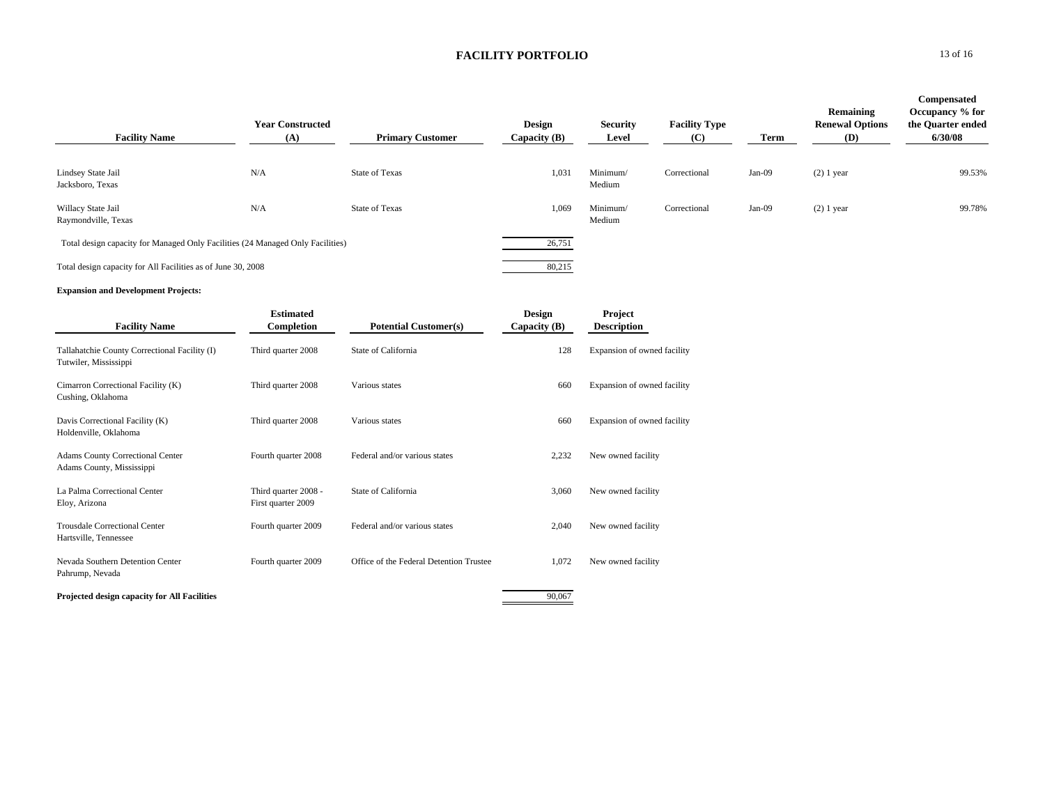## FACILITY PORTFOLIO

| Facility Name | Year Constructed (A) | Primary Customer | Design Capacity (B) | Security Level | Facility Type (C) | Term | Remaining Renewal Options (D) | Compensated Occupancy % for the Quarter ended 6/30/08 |
|---|---|---|---|---|---|---|---|---|
| Lindsey State Jail Jacksboro, Texas | N/A | State of Texas | 1,031 | Minimum/ Medium | Correctional | Jan-09 | (2) 1 year | 99.53% |
| Willacy State Jail Raymondville, Texas | N/A | State of Texas | 1,069 | Minimum/ Medium | Correctional | Jan-09 | (2) 1 year | 99.78% |
| Total design capacity for Managed Only Facilities (24 Managed Only Facilities) | | | 26,751 | | | | | |
| Total design capacity for All Facilities as of June 30, 2008 | | | 80,215 | | | | | |

**Expansion and Development Projects:**

| Facility Name | Estimated Completion | Potential Customer(s) | Design Capacity (B) | Project Description |
|---|---|---|---|---|
| Tallahatchie County Correctional Facility (I) Tutwiler, Mississippi | Third quarter 2008 | State of California | 128 | Expansion of owned facility |
| Cimarron Correctional Facility (K) Cushing, Oklahoma | Third quarter 2008 | Various states | 660 | Expansion of owned facility |
| Davis Correctional Facility (K) Holdenville, Oklahoma | Third quarter 2008 | Various states | 660 | Expansion of owned facility |
| Adams County Correctional Center Adams County, Mississippi | Fourth quarter 2008 | Federal and/or various states | 2,232 | New owned facility |
| La Palma Correctional Center Eloy, Arizona | Third quarter 2008 - First quarter 2009 | State of California | 3,060 | New owned facility |
| Trousdale Correctional Center Hartsville, Tennessee | Fourth quarter 2009 | Federal and/or various states | 2,040 | New owned facility |
| Nevada Southern Detention Center Pahrump, Nevada | Fourth quarter 2009 | Office of the Federal Detention Trustee | 1,072 | New owned facility |
| **Projected design capacity for All Facilities** | | | 90,067 | |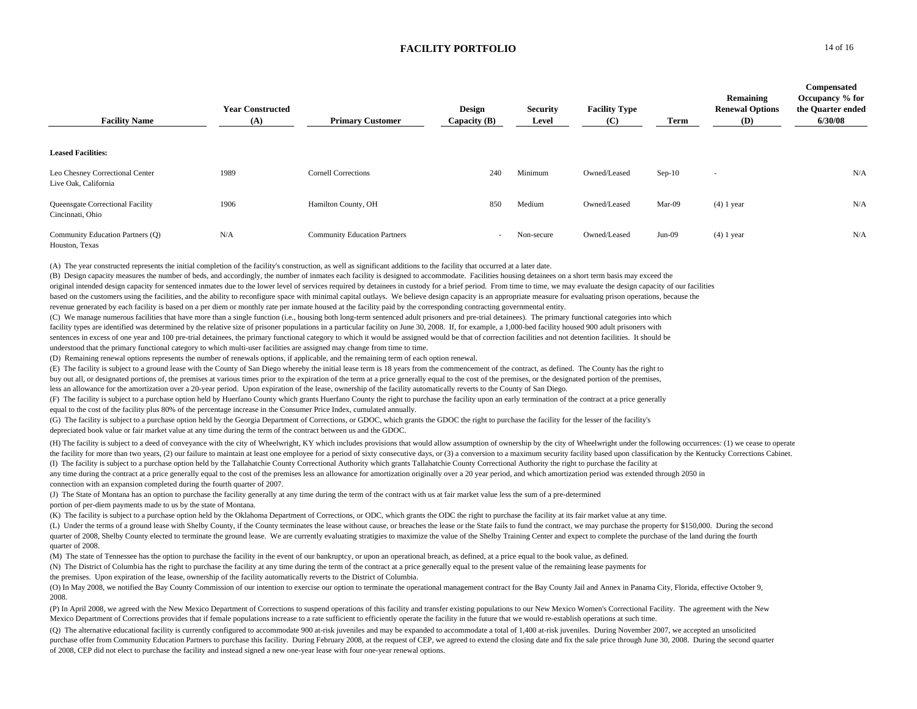# FACILITY PORTFOLIO

| Facility Name | Year Constructed (A) | Primary Customer | Design Capacity (B) | Security Level | Facility Type (C) | Term | Remaining Renewal Options (D) | Compensated Occupancy % for the Quarter ended 6/30/08 |
|---|---|---|---|---|---|---|---|---|
| **Leased Facilities:** | | | | | | | | |
| Leo Chesney Correctional Center<br>Live Oak, California | 1989 | Cornell Corrections | 240 | Minimum | Owned/Leased | Sep-10 | - | N/A |
| Queensgate Correctional Facility<br>Cincinnati, Ohio | 1906 | Hamilton County, OH | 850 | Medium | Owned/Leased | Mar-09 | (4) 1 year | N/A |
| Community Education Partners (Q)<br>Houston, Texas | N/A | Community Education Partners | - | Non-secure | Owned/Leased | Jun-09 | (4) 1 year | N/A |

(A) The year constructed represents the initial completion of the facility's construction, as well as significant additions to the facility that occurred at a later date.

(B) Design capacity measures the number of beds, and accordingly, the number of inmates each facility is designed to accommodate. Facilities housing detainees on a short term basis may exceed the original intended design capacity for sentenced inmates due to the lower level of services required by detainees in custody for a brief period. From time to time, we may evaluate the design capacity of our facilities based on the customers using the facilities, and the ability to reconfigure space with minimal capital outlays. We believe design capacity is an appropriate measure for evaluating prison operations, because the revenue generated by each facility is based on a per diem or monthly rate per inmate housed at the facility paid by the corresponding contracting governmental entity.

(C) We manage numerous facilities that have more than a single function (i.e., housing both long-term sentenced adult prisoners and pre-trial detainees). The primary functional categories into which facility types are identified was determined by the relative size of prisoner populations in a particular facility on June 30, 2008. If, for example, a 1,000-bed facility housed 900 adult prisoners with sentences in excess of one year and 100 pre-trial detainees, the primary functional category to which it would be assigned would be that of correction facilities and not detention facilities. It should be understood that the primary functional category to which multi-user facilities are assigned may change from time to time.

(D) Remaining renewal options represents the number of renewals options, if applicable, and the remaining term of each option renewal.

(E) The facility is subject to a ground lease with the County of San Diego whereby the initial lease term is 18 years from the commencement of the contract, as defined. The County has the right to buy out all, or designated portions of, the premises at various times prior to the expiration of the term at a price generally equal to the cost of the premises, or the designated portion of the premises, less an allowance for the amortization over a 20-year period. Upon expiration of the lease, ownership of the facility automatically reverts to the County of San Diego.

(F) The facility is subject to a purchase option held by Huerfano County which grants Huerfano County the right to purchase the facility upon an early termination of the contract at a price generally equal to the cost of the facility plus 80% of the percentage increase in the Consumer Price Index, cumulated annually.

(G) The facility is subject to a purchase option held by the Georgia Department of Corrections, or GDOC, which grants the GDOC the right to purchase the facility for the lesser of the facility's depreciated book value or fair market value at any time during the term of the contract between us and the GDOC.

(H) The facility is subject to a deed of conveyance with the city of Wheelwright, KY which includes provisions that would allow assumption of ownership by the city of Wheelwright under the following occurrences: (1) we cease to operate the facility for more than two years, (2) our failure to maintain at least one employee for a period of sixty consecutive days, or (3) a conversion to a maximum security facility based upon classification by the Kentucky Corrections Cabinet.

(I) The facility is subject to a purchase option held by the Tallahatchie County Correctional Authority which grants Tallahatchie County Correctional Authority the right to purchase the facility at any time during the contract at a price generally equal to the cost of the premises less an allowance for amortization originally over a 20 year period, and which amortization period was extended through 2050 in connection with an expansion completed during the fourth quarter of 2007.

(J) The State of Montana has an option to purchase the facility generally at any time during the term of the contract with us at fair market value less the sum of a pre-determined portion of per-diem payments made to us by the state of Montana.

(K) The facility is subject to a purchase option held by the Oklahoma Department of Corrections, or ODC, which grants the ODC the right to purchase the facility at its fair market value at any time.

(L) Under the terms of a ground lease with Shelby County, if the County terminates the lease without cause, or breaches the lease or the State fails to fund the contract, we may purchase the property for $150,000. During the second quarter of 2008, Shelby County elected to terminate the ground lease. We are currently evaluating stratigies to maximize the value of the Shelby Training Center and expect to complete the purchase of the land during the fourth quarter of 2008.

(M) The state of Tennessee has the option to purchase the facility in the event of our bankruptcy, or upon an operational breach, as defined, at a price equal to the book value, as defined.

(N) The District of Columbia has the right to purchase the facility at any time during the term of the contract at a price generally equal to the present value of the remaining lease payments for the premises. Upon expiration of the lease, ownership of the facility automatically reverts to the District of Columbia.

(O) In May 2008, we notified the Bay County Commission of our intention to exercise our option to terminate the operational management contract for the Bay County Jail and Annex in Panama City, Florida, effective October 9, 2008.

(P) In April 2008, we agreed with the New Mexico Department of Corrections to suspend operations of this facility and transfer existing populations to our New Mexico Women's Correctional Facility. The agreement with the New Mexico Department of Corrections provides that if female populations increase to a rate sufficient to efficiently operate the facility in the future that we would re-establish operations at such time.

(Q) The alternative educational facility is currently configured to accommodate 900 at-risk juveniles and may be expanded to accommodate a total of 1,400 at-risk juveniles. During November 2007, we accepted an unsolicited purchase offer from Community Education Partners to purchase this facility. During February 2008, at the request of CEP, we agreed to extend the closing date and fix the sale price through June 30, 2008. During the second quarter of 2008, CEP did not elect to purchase the facility and instead signed a new one-year lease with four one-year renewal options.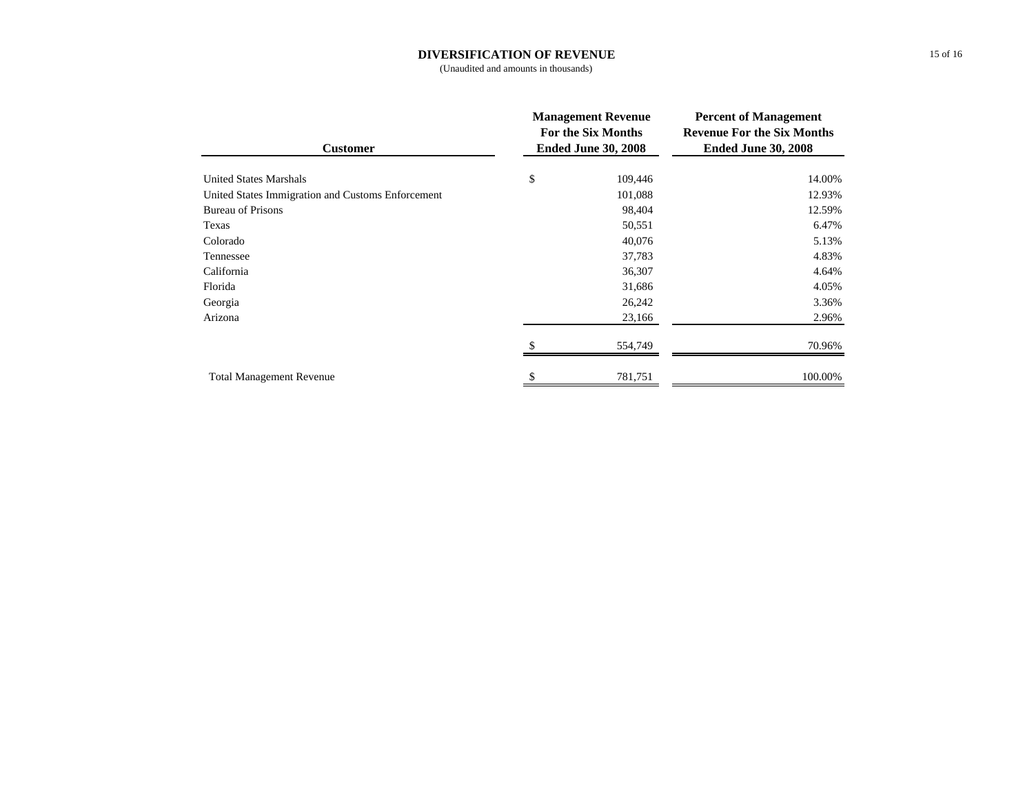# DIVERSIFICATION OF REVENUE

(Unaudited and amounts in thousands)

| Customer | Management Revenue For the Six Months Ended June 30, 2008 | Percent of Management Revenue For the Six Months Ended June 30, 2008 |
|---|---|---|
| United States Marshals | $ 109,446 | 14.00% |
| United States Immigration and Customs Enforcement | 101,088 | 12.93% |
| Bureau of Prisons | 98,404 | 12.59% |
| Texas | 50,551 | 6.47% |
| Colorado | 40,076 | 5.13% |
| Tennessee | 37,783 | 4.83% |
| California | 36,307 | 4.64% |
| Florida | 31,686 | 4.05% |
| Georgia | 26,242 | 3.36% |
| Arizona | 23,166 | 2.96% |
| | $ 554,749 | 70.96% |
| Total Management Revenue | $ 781,751 | 100.00% |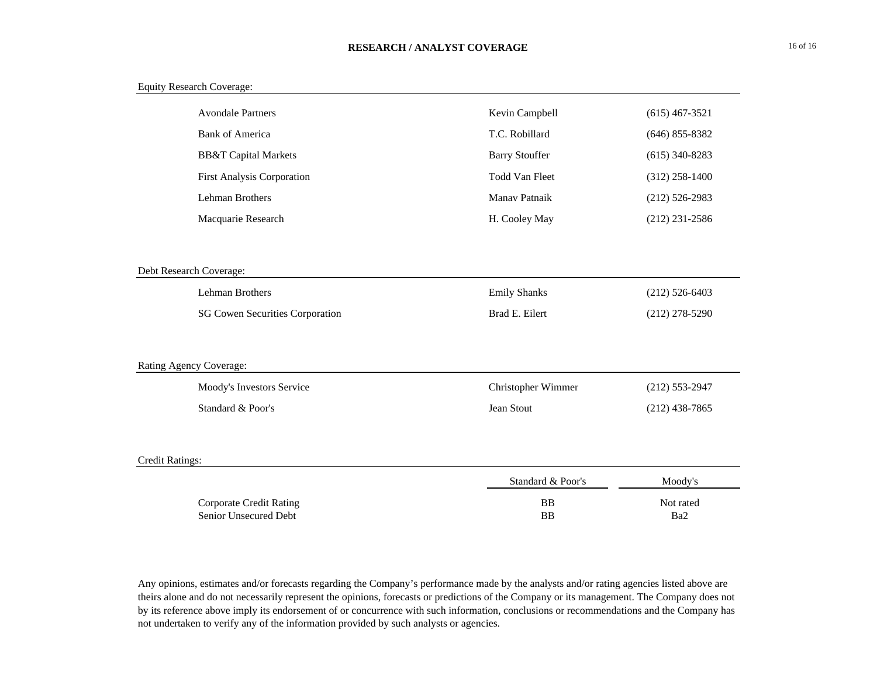# RESEARCH / ANALYST COVERAGE

## Equity Research Coverage:

| | | |
|---|---|---|
| Avondale Partners | Kevin Campbell | (615) 467-3521 |
| Bank of America | T.C. Robillard | (646) 855-8382 |
| BB&T Capital Markets | Barry Stouffer | (615) 340-8283 |
| First Analysis Corporation | Todd Van Fleet | (312) 258-1400 |
| Lehman Brothers | Manav Patnaik | (212) 526-2983 |
| Macquarie Research | H. Cooley May | (212) 231-2586 |

## Debt Research Coverage:

| | | |
|---|---|---|
| Lehman Brothers | Emily Shanks | (212) 526-6403 |
| SG Cowen Securities Corporation | Brad E. Eilert | (212) 278-5290 |

## Rating Agency Coverage:

| | | |
|---|---|---|
| Moody's Investors Service | Christopher Wimmer | (212) 553-2947 |
| Standard & Poor's | Jean Stout | (212) 438-7865 |

## Credit Ratings:

| | Standard & Poor's | Moody's |
|---|---|---|
| Corporate Credit Rating | BB | Not rated |
| Senior Unsecured Debt | BB | Ba2 |

Any opinions, estimates and/or forecasts regarding the Company's performance made by the analysts and/or rating agencies listed above are theirs alone and do not necessarily represent the opinions, forecasts or predictions of the Company or its management. The Company does not by its reference above imply its endorsement of or concurrence with such information, conclusions or recommendations and the Company has not undertaken to verify any of the information provided by such analysts or agencies.